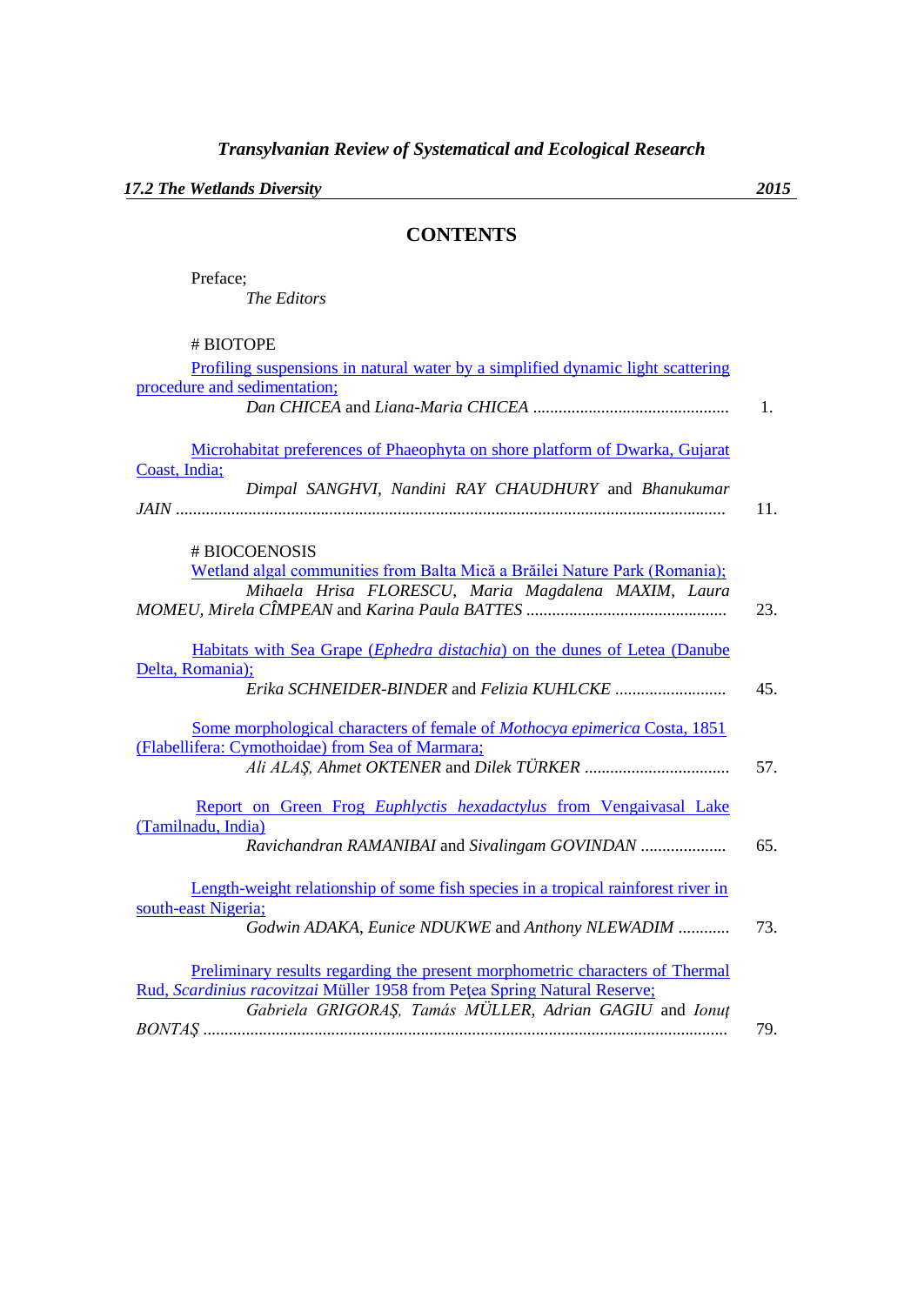*Transylvanian Review of Systematical and Ecological Research*

***17.2 The Wetlands Diversity*** ***2015***

## CONTENTS

Preface;
*The Editors*

# BIOTOPE

Profiling suspensions in natural water by a simplified dynamic light scattering procedure and sedimentation;
*Dan CHICEA* and *Liana-Maria CHICEA* ............................................. 1.

Microhabitat preferences of Phaeophyta on shore platform of Dwarka, Gujarat Coast, India;
*Dimpal SANGHVI, Nandini RAY CHAUDHURY* and *Bhanukumar JAIN* ................................................................................................................ 11.

# BIOCOENOSIS

Wetland algal communities from Balta Mică a Brăilei Nature Park (Romania);
*Mihaela Hrisa FLORESCU, Maria Magdalena MAXIM, Laura MOMEU, Mirela CÎMPEAN* and *Karina Paula BATTES* .............................................. 23.

Habitats with Sea Grape (*Ephedra distachia*) on the dunes of Letea (Danube Delta, Romania);
*Erika SCHNEIDER-BINDER* and *Felizia KUHLCKE* .......................... 45.

Some morphological characters of female of *Mothocya epimerica* Costa, 1851 (Flabellifera: Cymothoidae) from Sea of Marmara;
*Ali ALAŞ, Ahmet OKTENER* and *Dilek TÜRKER* ................................. 57.

Report on Green Frog *Euphlyctis hexadactylus* from Vengaivasal Lake (Tamilnadu, India)
*Ravichandran RAMANIBAI* and *Sivalingam GOVINDAN* .................... 65.

Length-weight relationship of some fish species in a tropical rainforest river in south-east Nigeria;
*Godwin ADAKA, Eunice NDUKWE* and *Anthony NLEWADIM* ............ 73.

Preliminary results regarding the present morphometric characters of Thermal Rud, *Scardinius racovitzai* Müller 1958 from Peţea Spring Natural Reserve;
*Gabriela GRIGORAŞ, Tamás MÜLLER, Adrian GAGIU* and *Ionuţ BONTAŞ* .......................................................................................................... 79.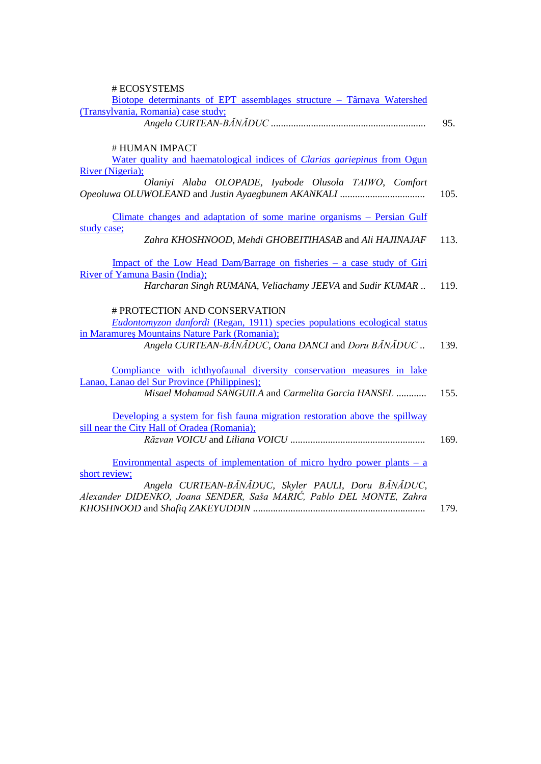# ECOSYSTEMS

Biotope determinants of EPT assemblages structure – Târnava Watershed (Transylvania, Romania) case study;

*Angela CURTEAN-BĂNĂDUC* ............................................................. 95.

# HUMAN IMPACT

Water quality and haematological indices of *Clarias gariepinus* from Ogun River (Nigeria);

*Olaniyi Alaba OLOPADE, Iyabode Olusola TAIWO, Comfort Opeoluwa OLUWOLEAND* and *Justin Ayaegbunem AKANKALI* ................................. 105.

Climate changes and adaptation of some marine organisms – Persian Gulf study case;

*Zahra KHOSHNOOD, Mehdi GHOBEITIHASAB* and *Ali HAJINAJAF* 113.

Impact of the Low Head Dam/Barrage on fisheries – a case study of Giri River of Yamuna Basin (India);

*Harcharan Singh RUMANA, Veliachamy JEEVA* and *Sudir KUMAR* .. 119.

# PROTECTION AND CONSERVATION

*Eudontomyzon danfordi* (Regan, 1911) species populations ecological status in Maramureş Mountains Nature Park (Romania);

*Angela CURTEAN-BĂNĂDUC, Oana DANCI* and *Doru BĂNĂDUC* .. 139.

Compliance with ichthyofaunal diversity conservation measures in lake Lanao, Lanao del Sur Province (Philippines);

*Misael Mohamad SANGUILA* and *Carmelita Garcia HANSEL* ............ 155.

Developing a system for fish fauna migration restoration above the spillway sill near the City Hall of Oradea (Romania);

*Răzvan VOICU* and *Liliana VOICU* ...................................................... 169.

Environmental aspects of implementation of micro hydro power plants – a short review;

*Angela CURTEAN-BĂNĂDUC, Skyler PAULI, Doru BĂNĂDUC, Alexander DIDENKO, Joana SENDER, Saša MARIĆ, Pablo DEL MONTE, Zahra KHOSHNOOD* and *Shafiq ZAKEYUDDIN* .................................................................... 179.